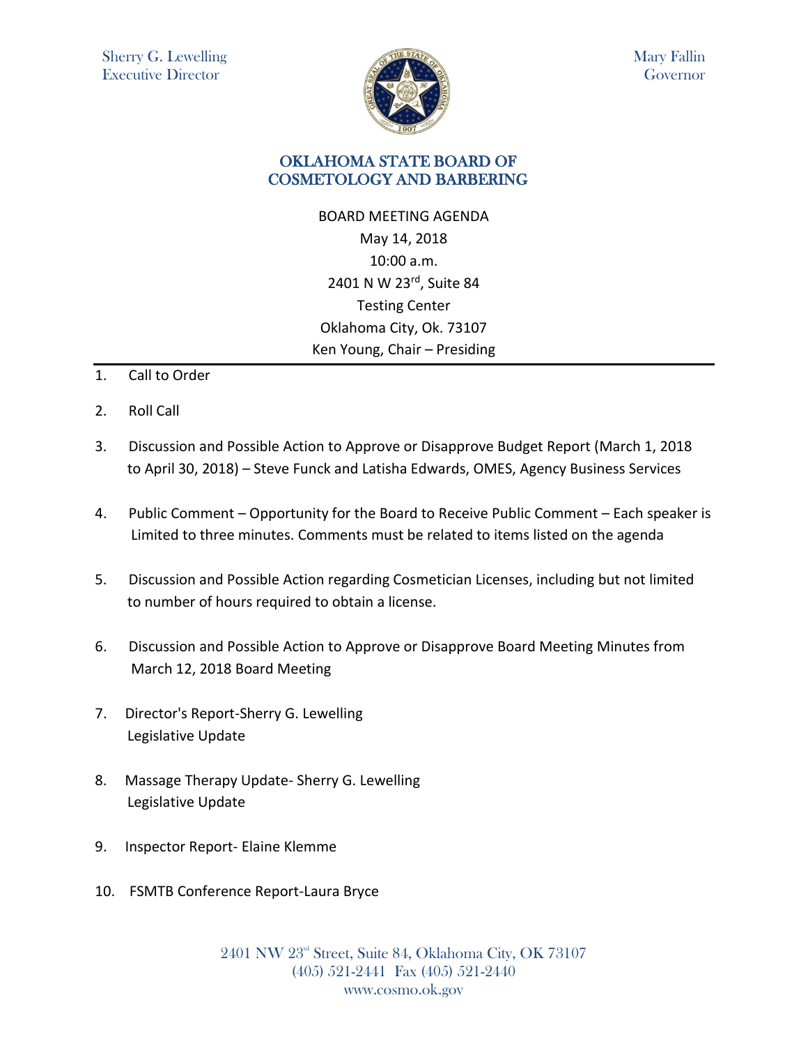Sherry G. Lewelling
Executive Director

Mary Fallin
Governor

# OKLAHOMA STATE BOARD OF COSMETOLOGY AND BARBERING

BOARD MEETING AGENDA
May 14, 2018
10:00 a.m.
2401 N W 23rd, Suite 84
Testing Center
Oklahoma City, Ok. 73107
Ken Young, Chair – Presiding

---

1. Call to Order
2. Roll Call
3. Discussion and Possible Action to Approve or Disapprove Budget Report (March 1, 2018 to April 30, 2018) – Steve Funck and Latisha Edwards, OMES, Agency Business Services
4. Public Comment – Opportunity for the Board to Receive Public Comment – Each speaker is Limited to three minutes. Comments must be related to items listed on the agenda
5. Discussion and Possible Action regarding Cosmetician Licenses, including but not limited to number of hours required to obtain a license.
6. Discussion and Possible Action to Approve or Disapprove Board Meeting Minutes from March 12, 2018 Board Meeting
7. Director's Report-Sherry G. Lewelling
   Legislative Update
8. Massage Therapy Update- Sherry G. Lewelling
   Legislative Update
9. Inspector Report- Elaine Klemme
10. FSMTB Conference Report-Laura Bryce

2401 NW 23rd Street, Suite 84, Oklahoma City, OK 73107
(405) 521-2441 Fax (405) 521-2440
www.cosmo.ok.gov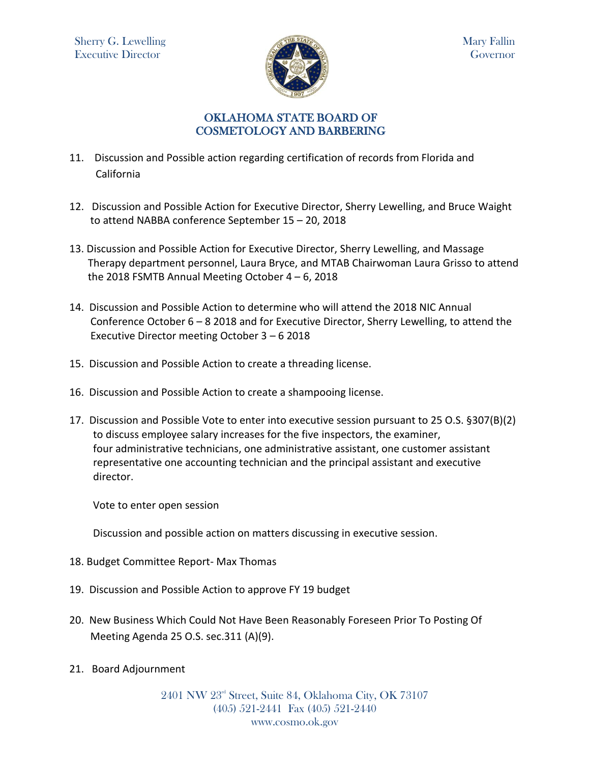Sherry G. Lewelling
Executive Director

Mary Fallin
Governor

# OKLAHOMA STATE BOARD OF COSMETOLOGY AND BARBERING

11. Discussion and Possible action regarding certification of records from Florida and California

12. Discussion and Possible Action for Executive Director, Sherry Lewelling, and Bruce Waight to attend NABBA conference September 15 – 20, 2018

13. Discussion and Possible Action for Executive Director, Sherry Lewelling, and Massage Therapy department personnel, Laura Bryce, and MTAB Chairwoman Laura Grisso to attend the 2018 FSMTB Annual Meeting October 4 – 6, 2018

14. Discussion and Possible Action to determine who will attend the 2018 NIC Annual Conference October 6 – 8 2018 and for Executive Director, Sherry Lewelling, to attend the Executive Director meeting October 3 – 6 2018

15. Discussion and Possible Action to create a threading license.

16. Discussion and Possible Action to create a shampooing license.

17. Discussion and Possible Vote to enter into executive session pursuant to 25 O.S. §307(B)(2) to discuss employee salary increases for the five inspectors, the examiner, four administrative technicians, one administrative assistant, one customer assistant representative one accounting technician and the principal assistant and executive director.

    Vote to enter open session

    Discussion and possible action on matters discussing in executive session.

18. Budget Committee Report- Max Thomas

19. Discussion and Possible Action to approve FY 19 budget

20. New Business Which Could Not Have Been Reasonably Foreseen Prior To Posting Of Meeting Agenda 25 O.S. sec.311 (A)(9).

21. Board Adjournment

2401 NW 23rd Street, Suite 84, Oklahoma City, OK 73107
(405) 521-2441 Fax (405) 521-2440
www.cosmo.ok.gov